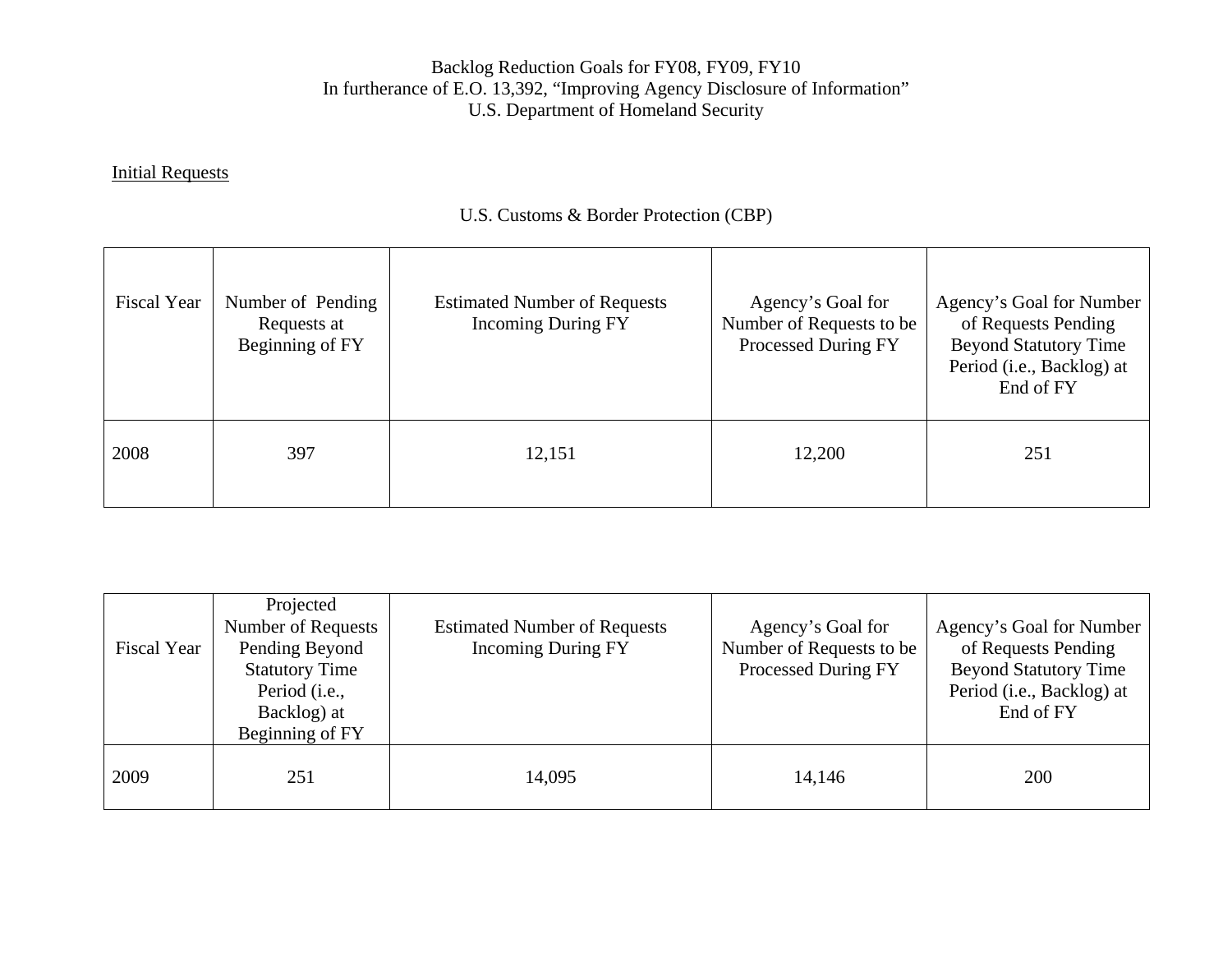# Backlog Reduction Goals for FY08, FY09, FY10
## In furtherance of E.O. 13,392, "Improving Agency Disclosure of Information"
## U.S. Department of Homeland Security

Initial Requests

### U.S. Customs & Border Protection (CBP)

| Fiscal Year | Number of Pending Requests at Beginning of FY | Estimated Number of Requests Incoming During FY | Agency's Goal for Number of Requests to be Processed During FY | Agency's Goal for Number of Requests Pending Beyond Statutory Time Period (i.e., Backlog) at End of FY |
|---|---|---|---|---|
| 2008 | 397 | 12,151 | 12,200 | 251 |

| Fiscal Year | Projected Number of Requests Pending Beyond Statutory Time Period (i.e., Backlog) at Beginning of FY | Estimated Number of Requests Incoming During FY | Agency's Goal for Number of Requests to be Processed During FY | Agency's Goal for Number of Requests Pending Beyond Statutory Time Period (i.e., Backlog) at End of FY |
|---|---|---|---|---|
| 2009 | 251 | 14,095 | 14,146 | 200 |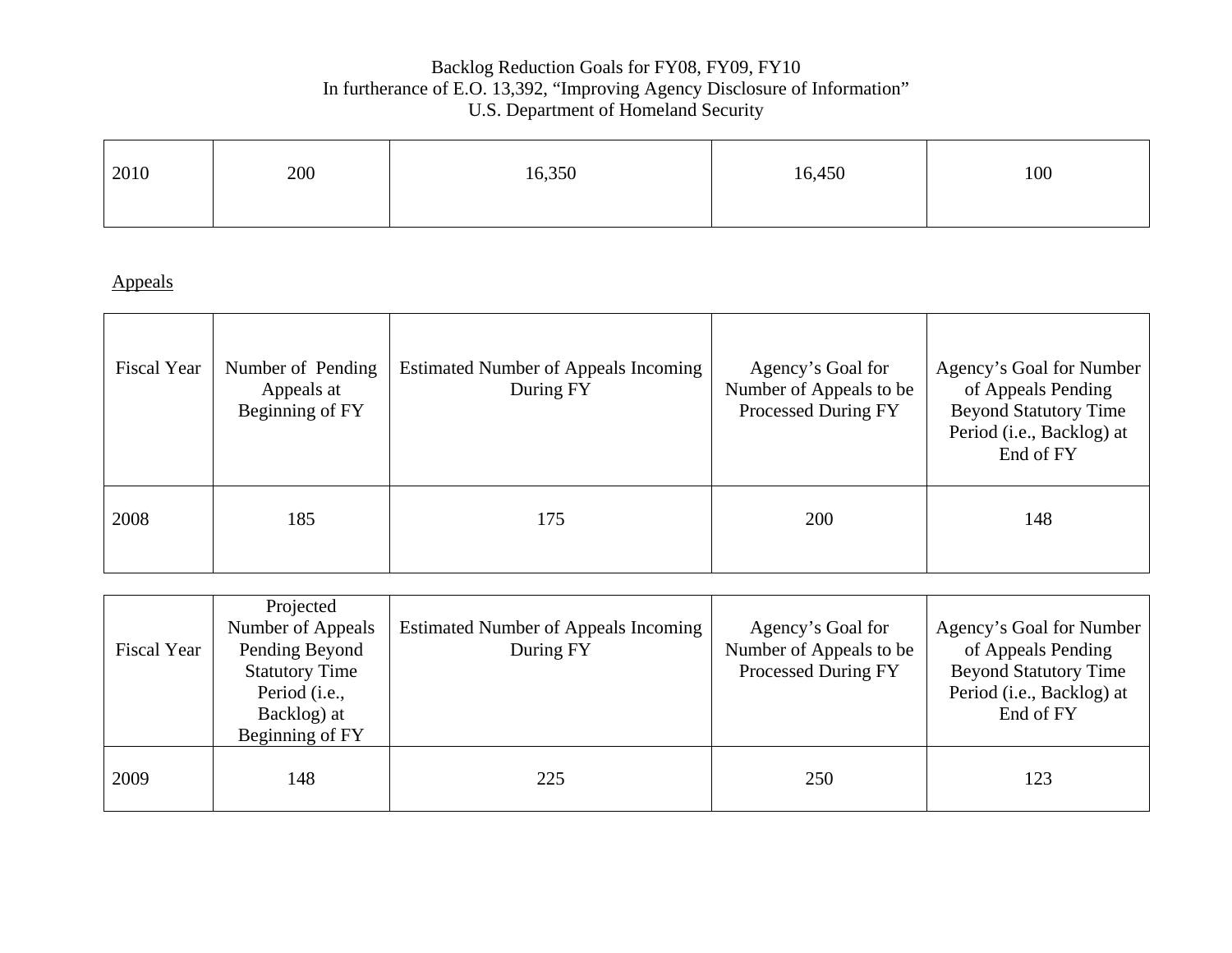Backlog Reduction Goals for FY08, FY09, FY10
In furtherance of E.O. 13,392, "Improving Agency Disclosure of Information"
U.S. Department of Homeland Security

| | | | | |
|---|---|---|---|---|
| 2010 | 200 | 16,350 | 16,450 | 100 |

Appeals

| Fiscal Year | Number of Pending Appeals at Beginning of FY | Estimated Number of Appeals Incoming During FY | Agency's Goal for Number of Appeals to be Processed During FY | Agency's Goal for Number of Appeals Pending Beyond Statutory Time Period (i.e., Backlog) at End of FY |
|---|---|---|---|---|
| 2008 | 185 | 175 | 200 | 148 |

| Fiscal Year | Projected Number of Appeals Pending Beyond Statutory Time Period (i.e., Backlog) at Beginning of FY | Estimated Number of Appeals Incoming During FY | Agency's Goal for Number of Appeals to be Processed During FY | Agency's Goal for Number of Appeals Pending Beyond Statutory Time Period (i.e., Backlog) at End of FY |
|---|---|---|---|---|
| 2009 | 148 | 225 | 250 | 123 |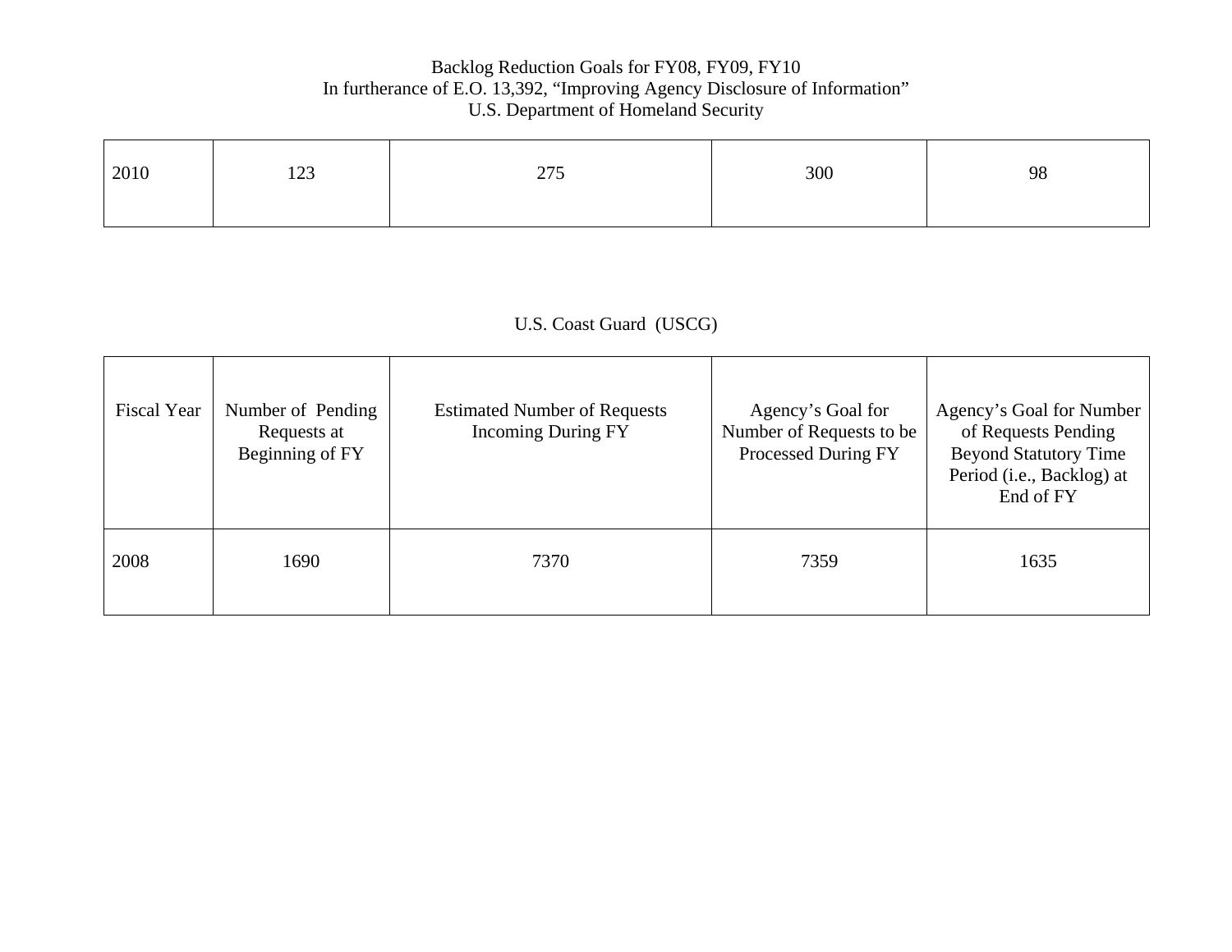Backlog Reduction Goals for FY08, FY09, FY10
In furtherance of E.O. 13,392, "Improving Agency Disclosure of Information"
U.S. Department of Homeland Security

| | | | | |
|---|---|---|---|---|
| 2010 | 123 | 275 | 300 | 98 |

U.S. Coast Guard (USCG)

| Fiscal Year | Number of Pending Requests at Beginning of FY | Estimated Number of Requests Incoming During FY | Agency's Goal for Number of Requests to be Processed During FY | Agency's Goal for Number of Requests Pending Beyond Statutory Time Period (i.e., Backlog) at End of FY |
|---|---|---|---|---|
| 2008 | 1690 | 7370 | 7359 | 1635 |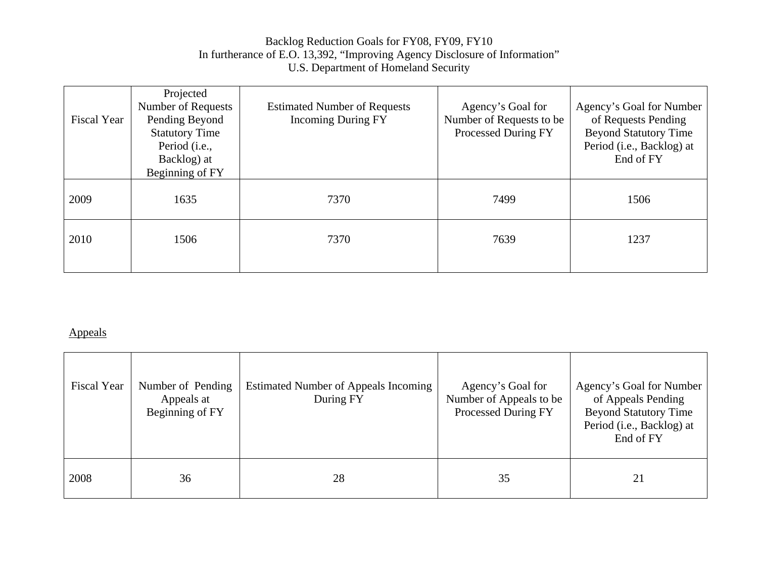Backlog Reduction Goals for FY08, FY09, FY10
In furtherance of E.O. 13,392, "Improving Agency Disclosure of Information"
U.S. Department of Homeland Security

| Fiscal Year | Projected Number of Requests Pending Beyond Statutory Time Period (i.e., Backlog) at Beginning of FY | Estimated Number of Requests Incoming During FY | Agency's Goal for Number of Requests to be Processed During FY | Agency's Goal for Number of Requests Pending Beyond Statutory Time Period (i.e., Backlog) at End of FY |
|---|---|---|---|---|
| 2009 | 1635 | 7370 | 7499 | 1506 |
| 2010 | 1506 | 7370 | 7639 | 1237 |

Appeals

| Fiscal Year | Number of Pending Appeals at Beginning of FY | Estimated Number of Appeals Incoming During FY | Agency's Goal for Number of Appeals to be Processed During FY | Agency's Goal for Number of Appeals Pending Beyond Statutory Time Period (i.e., Backlog) at End of FY |
|---|---|---|---|---|
| 2008 | 36 | 28 | 35 | 21 |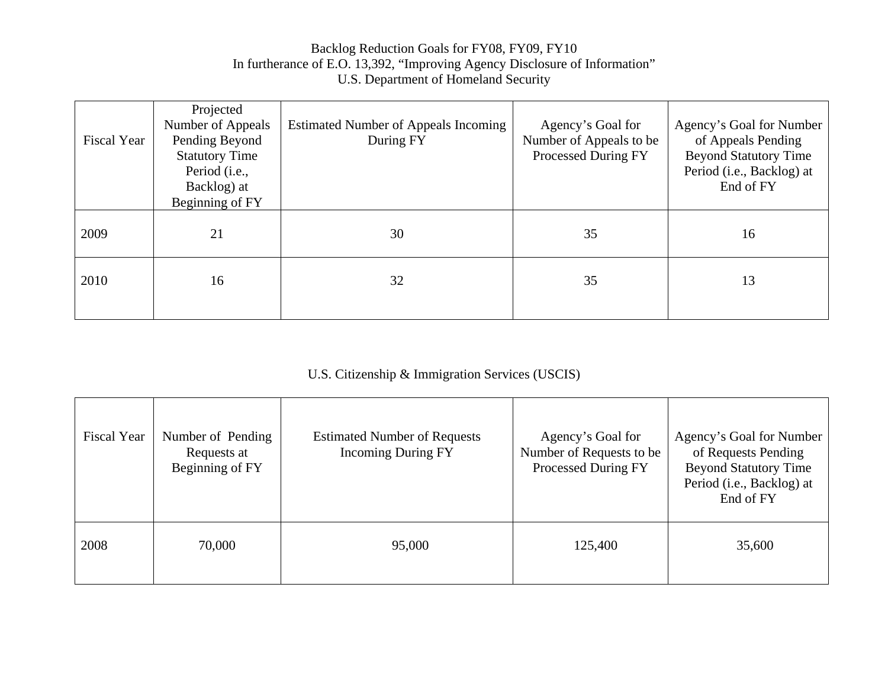Backlog Reduction Goals for FY08, FY09, FY10
In furtherance of E.O. 13,392, "Improving Agency Disclosure of Information"
U.S. Department of Homeland Security

| Fiscal Year | Projected Number of Appeals Pending Beyond Statutory Time Period (i.e., Backlog) at Beginning of FY | Estimated Number of Appeals Incoming During FY | Agency's Goal for Number of Appeals to be Processed During FY | Agency's Goal for Number of Appeals Pending Beyond Statutory Time Period (i.e., Backlog) at End of FY |
|---|---|---|---|---|
| 2009 | 21 | 30 | 35 | 16 |
| 2010 | 16 | 32 | 35 | 13 |

U.S. Citizenship & Immigration Services (USCIS)

| Fiscal Year | Number of Pending Requests at Beginning of FY | Estimated Number of Requests Incoming During FY | Agency's Goal for Number of Requests to be Processed During FY | Agency's Goal for Number of Requests Pending Beyond Statutory Time Period (i.e., Backlog) at End of FY |
|---|---|---|---|---|
| 2008 | 70,000 | 95,000 | 125,400 | 35,600 |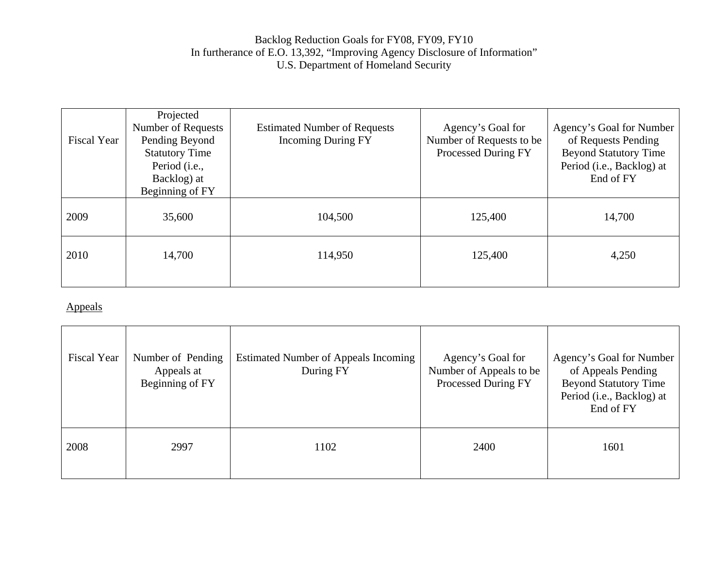Backlog Reduction Goals for FY08, FY09, FY10
In furtherance of E.O. 13,392, "Improving Agency Disclosure of Information"
U.S. Department of Homeland Security

| Fiscal Year | Projected Number of Requests Pending Beyond Statutory Time Period (i.e., Backlog) at Beginning of FY | Estimated Number of Requests Incoming During FY | Agency's Goal for Number of Requests to be Processed During FY | Agency's Goal for Number of Requests Pending Beyond Statutory Time Period (i.e., Backlog) at End of FY |
|---|---|---|---|---|
| 2009 | 35,600 | 104,500 | 125,400 | 14,700 |
| 2010 | 14,700 | 114,950 | 125,400 | 4,250 |

Appeals

| Fiscal Year | Number of Pending Appeals at Beginning of FY | Estimated Number of Appeals Incoming During FY | Agency's Goal for Number of Appeals to be Processed During FY | Agency's Goal for Number of Appeals Pending Beyond Statutory Time Period (i.e., Backlog) at End of FY |
|---|---|---|---|---|
| 2008 | 2997 | 1102 | 2400 | 1601 |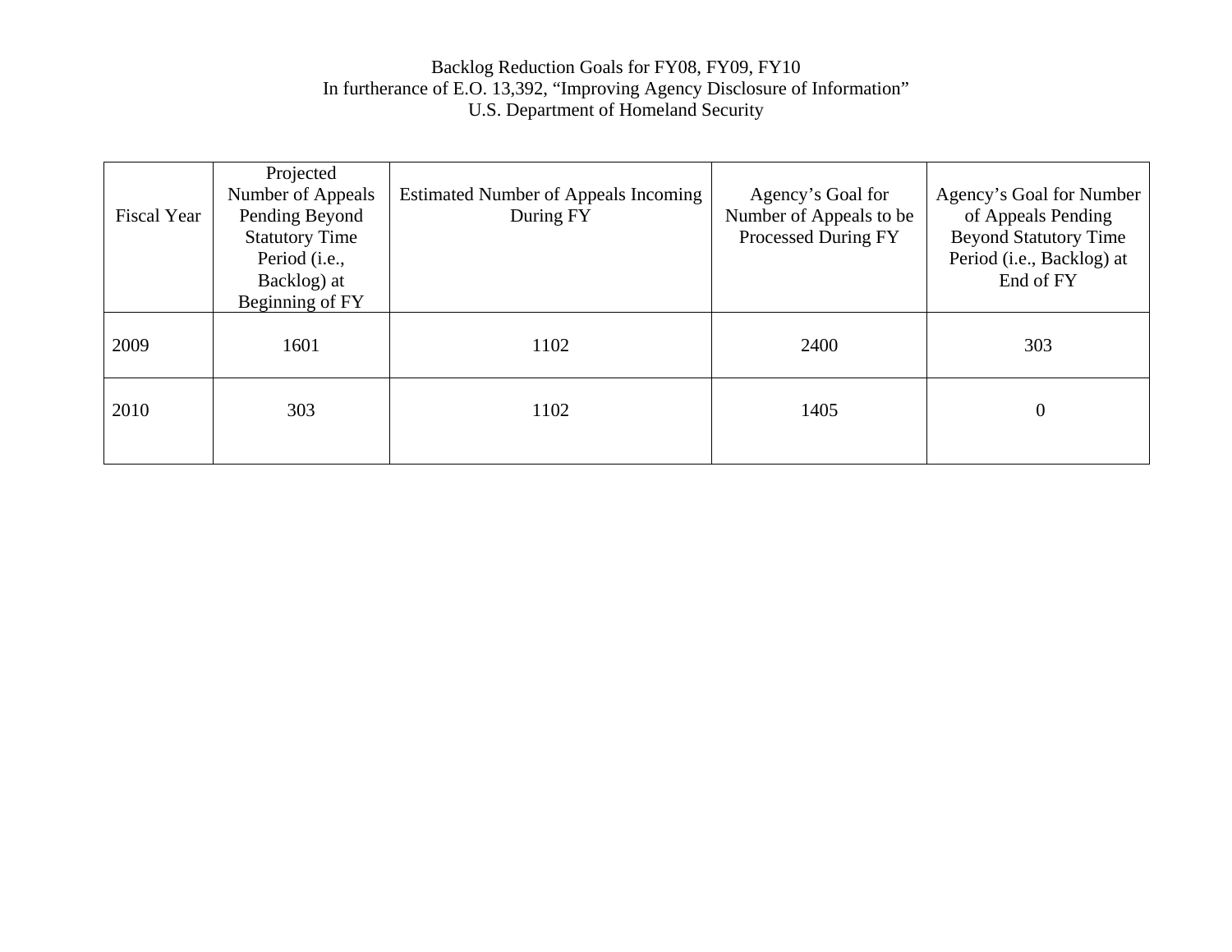Backlog Reduction Goals for FY08, FY09, FY10
In furtherance of E.O. 13,392, "Improving Agency Disclosure of Information"
U.S. Department of Homeland Security

| Fiscal Year | Projected Number of Appeals Pending Beyond Statutory Time Period (i.e., Backlog) at Beginning of FY | Estimated Number of Appeals Incoming During FY | Agency's Goal for Number of Appeals to be Processed During FY | Agency's Goal for Number of Appeals Pending Beyond Statutory Time Period (i.e., Backlog) at End of FY |
|---|---|---|---|---|
| 2009 | 1601 | 1102 | 2400 | 303 |
| 2010 | 303 | 1102 | 1405 | 0 |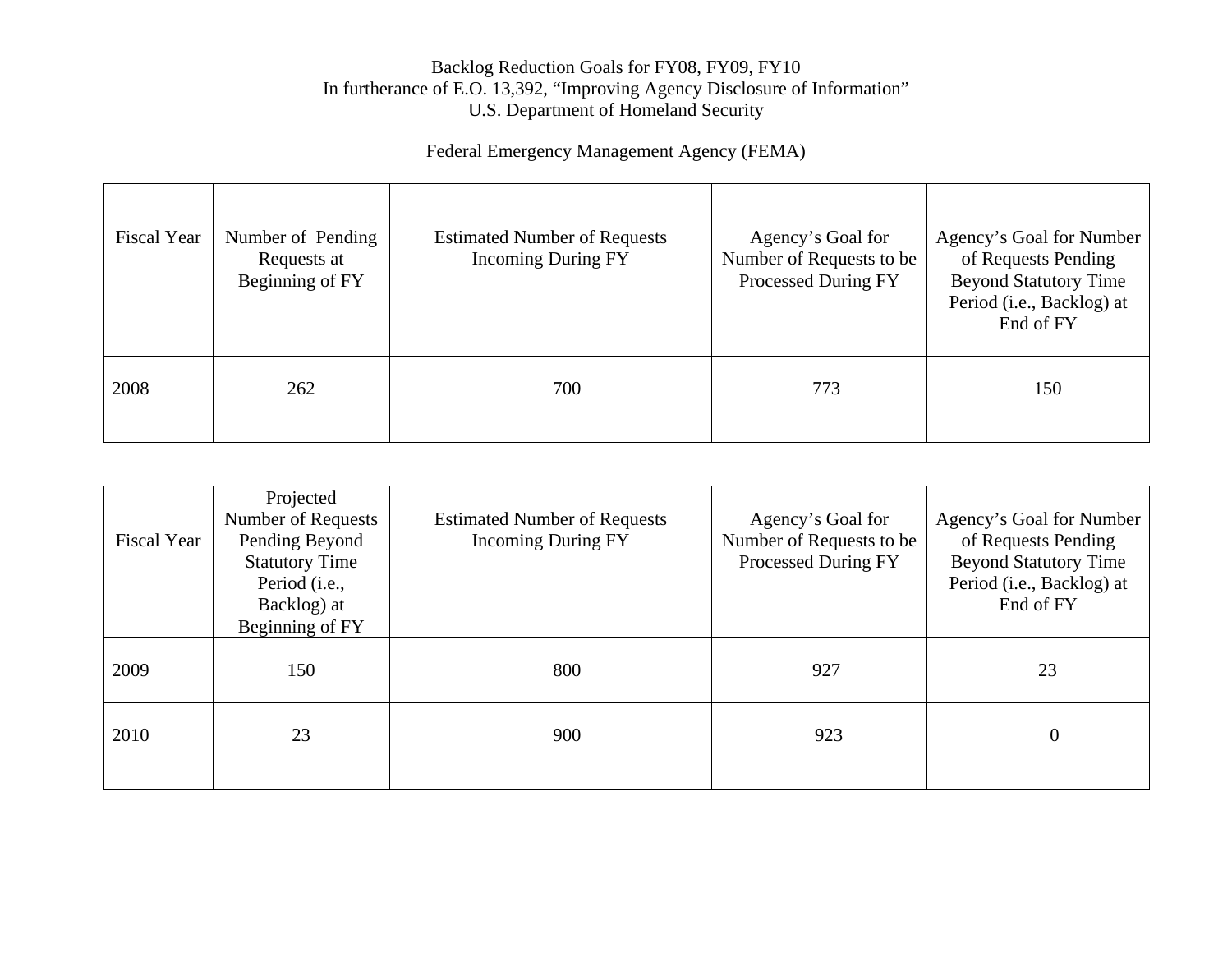Backlog Reduction Goals for FY08, FY09, FY10
In furtherance of E.O. 13,392, "Improving Agency Disclosure of Information"
U.S. Department of Homeland Security

Federal Emergency Management Agency (FEMA)

| Fiscal Year | Number of Pending Requests at Beginning of FY | Estimated Number of Requests Incoming During FY | Agency's Goal for Number of Requests to be Processed During FY | Agency's Goal for Number of Requests Pending Beyond Statutory Time Period (i.e., Backlog) at End of FY |
|---|---|---|---|---|
| 2008 | 262 | 700 | 773 | 150 |

| Fiscal Year | Projected Number of Requests Pending Beyond Statutory Time Period (i.e., Backlog) at Beginning of FY | Estimated Number of Requests Incoming During FY | Agency's Goal for Number of Requests to be Processed During FY | Agency's Goal for Number of Requests Pending Beyond Statutory Time Period (i.e., Backlog) at End of FY |
|---|---|---|---|---|
| 2009 | 150 | 800 | 927 | 23 |
| 2010 | 23 | 900 | 923 | 0 |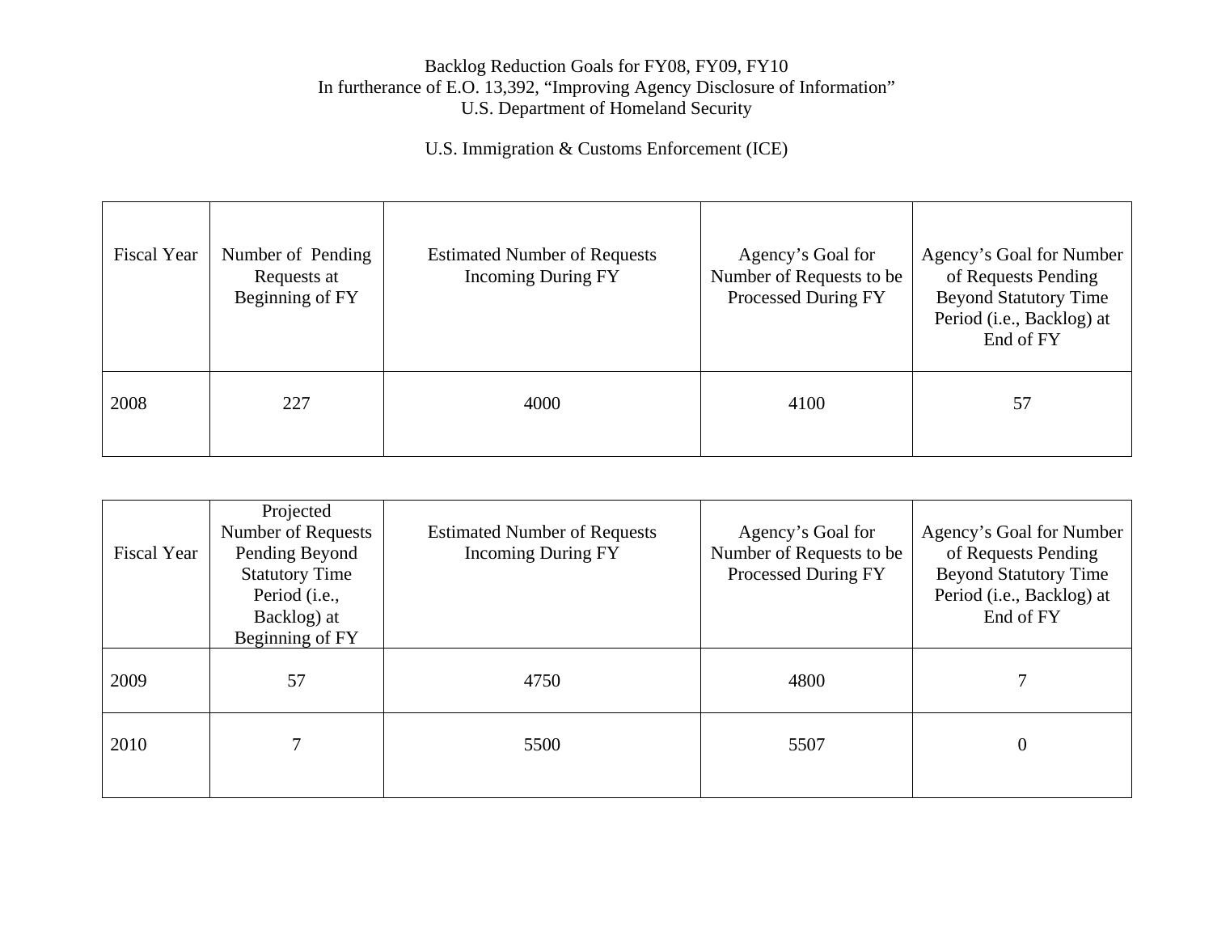Backlog Reduction Goals for FY08, FY09, FY10
In furtherance of E.O. 13,392, "Improving Agency Disclosure of Information"
U.S. Department of Homeland Security

U.S. Immigration & Customs Enforcement (ICE)

| Fiscal Year | Number of Pending Requests at Beginning of FY | Estimated Number of Requests Incoming During FY | Agency's Goal for Number of Requests to be Processed During FY | Agency's Goal for Number of Requests Pending Beyond Statutory Time Period (i.e., Backlog) at End of FY |
|---|---|---|---|---|
| 2008 | 227 | 4000 | 4100 | 57 |

| Fiscal Year | Projected Number of Requests Pending Beyond Statutory Time Period (i.e., Backlog) at Beginning of FY | Estimated Number of Requests Incoming During FY | Agency's Goal for Number of Requests to be Processed During FY | Agency's Goal for Number of Requests Pending Beyond Statutory Time Period (i.e., Backlog) at End of FY |
|---|---|---|---|---|
| 2009 | 57 | 4750 | 4800 | 7 |
| 2010 | 7 | 5500 | 5507 | 0 |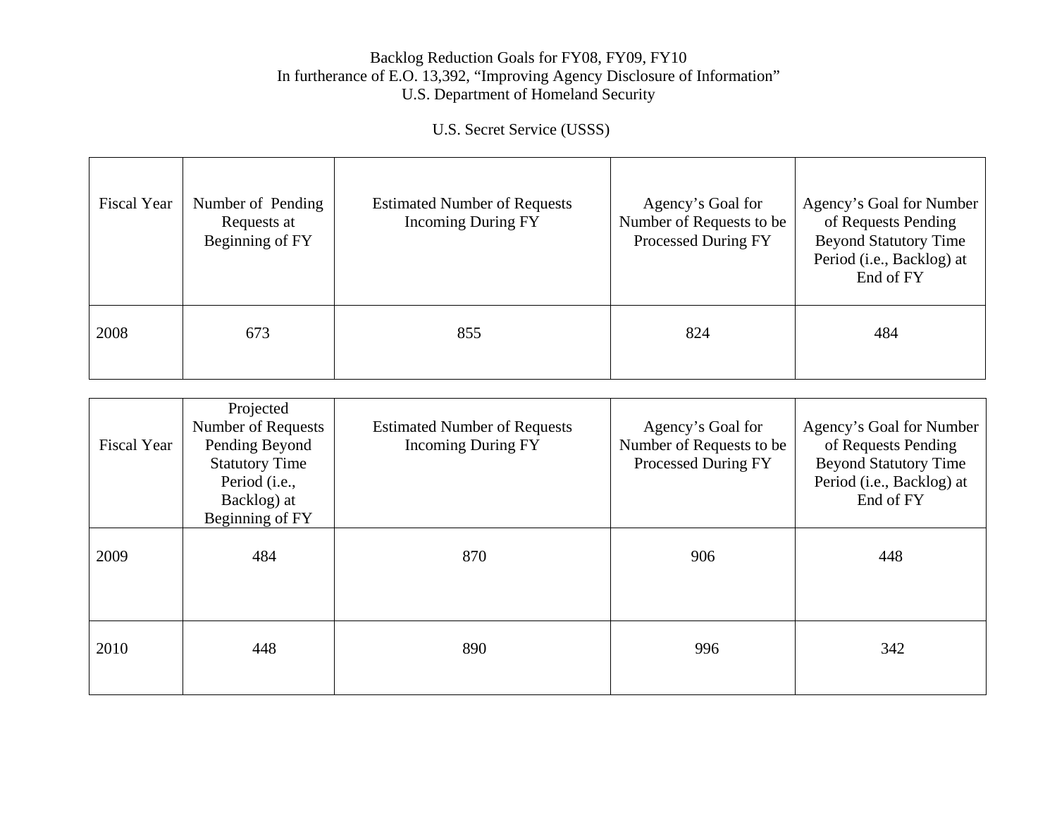Backlog Reduction Goals for FY08, FY09, FY10
In furtherance of E.O. 13,392, "Improving Agency Disclosure of Information"
U.S. Department of Homeland Security

U.S. Secret Service (USSS)

| Fiscal Year | Number of Pending Requests at Beginning of FY | Estimated Number of Requests Incoming During FY | Agency's Goal for Number of Requests to be Processed During FY | Agency's Goal for Number of Requests Pending Beyond Statutory Time Period (i.e., Backlog) at End of FY |
|---|---|---|---|---|
| 2008 | 673 | 855 | 824 | 484 |

| Fiscal Year | Projected Number of Requests Pending Beyond Statutory Time Period (i.e., Backlog) at Beginning of FY | Estimated Number of Requests Incoming During FY | Agency's Goal for Number of Requests to be Processed During FY | Agency's Goal for Number of Requests Pending Beyond Statutory Time Period (i.e., Backlog) at End of FY |
|---|---|---|---|---|
| 2009 | 484 | 870 | 906 | 448 |
| 2010 | 448 | 890 | 996 | 342 |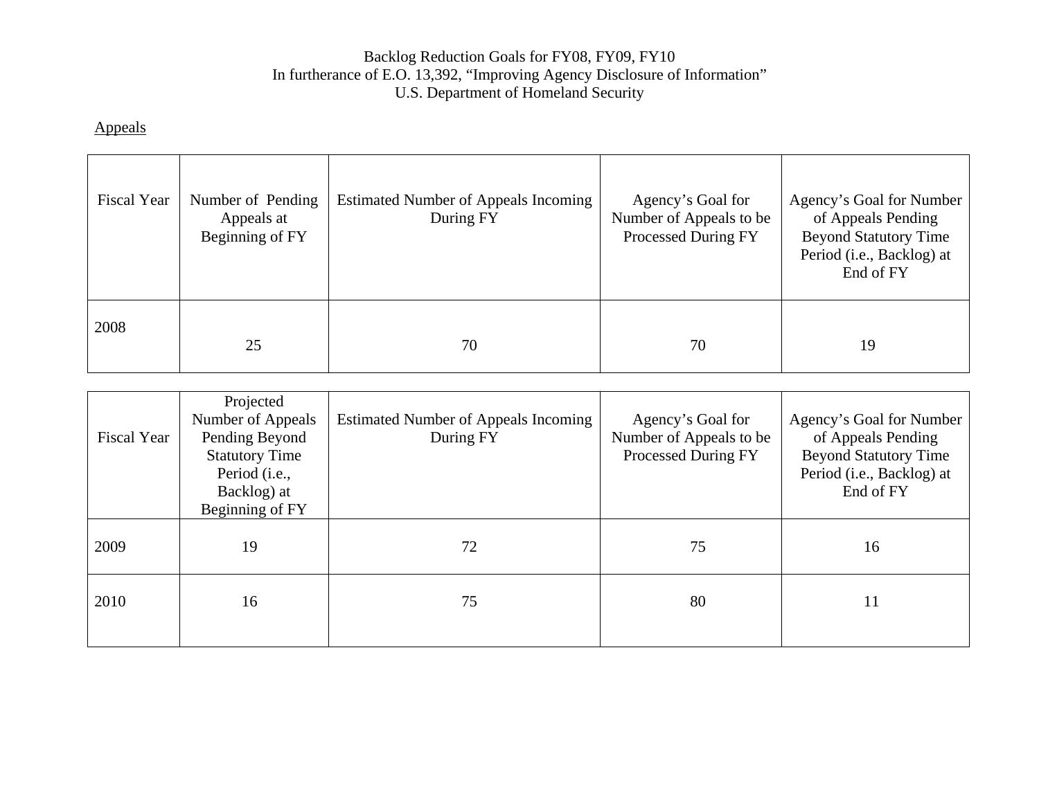Backlog Reduction Goals for FY08, FY09, FY10
In furtherance of E.O. 13,392, "Improving Agency Disclosure of Information"
U.S. Department of Homeland Security

Appeals

| Fiscal Year | Number of Pending Appeals at Beginning of FY | Estimated Number of Appeals Incoming During FY | Agency's Goal for Number of Appeals to be Processed During FY | Agency's Goal for Number of Appeals Pending Beyond Statutory Time Period (i.e., Backlog) at End of FY |
|---|---|---|---|---|
| 2008 | 25 | 70 | 70 | 19 |

| Fiscal Year | Projected Number of Appeals Pending Beyond Statutory Time Period (i.e., Backlog) at Beginning of FY | Estimated Number of Appeals Incoming During FY | Agency's Goal for Number of Appeals to be Processed During FY | Agency's Goal for Number of Appeals Pending Beyond Statutory Time Period (i.e., Backlog) at End of FY |
|---|---|---|---|---|
| 2009 | 19 | 72 | 75 | 16 |
| 2010 | 16 | 75 | 80 | 11 |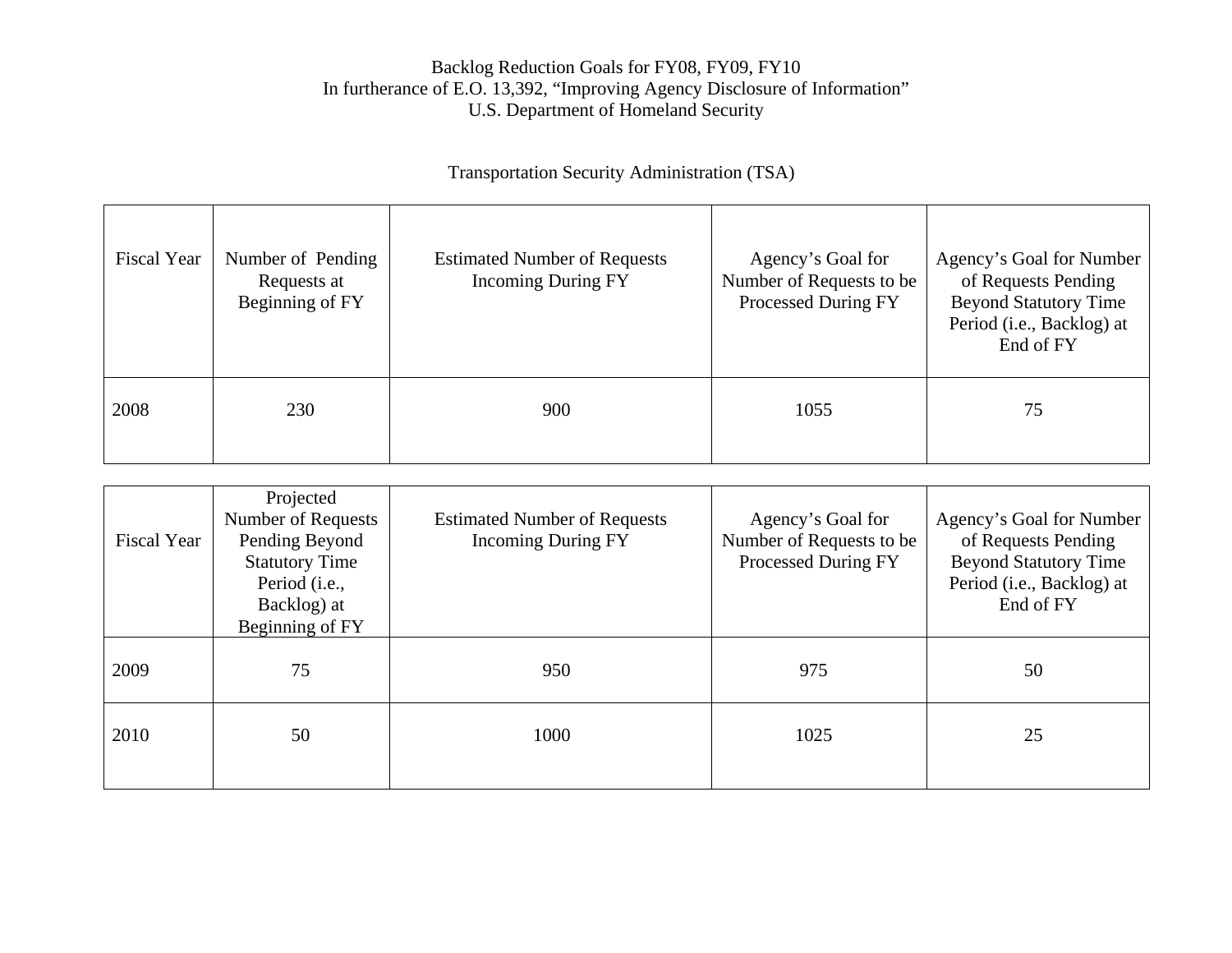Backlog Reduction Goals for FY08, FY09, FY10
In furtherance of E.O. 13,392, "Improving Agency Disclosure of Information"
U.S. Department of Homeland Security

Transportation Security Administration (TSA)

| Fiscal Year | Number of Pending Requests at Beginning of FY | Estimated Number of Requests Incoming During FY | Agency's Goal for Number of Requests to be Processed During FY | Agency's Goal for Number of Requests Pending Beyond Statutory Time Period (i.e., Backlog) at End of FY |
|---|---|---|---|---|
| 2008 | 230 | 900 | 1055 | 75 |

| Fiscal Year | Projected Number of Requests Pending Beyond Statutory Time Period (i.e., Backlog) at Beginning of FY | Estimated Number of Requests Incoming During FY | Agency's Goal for Number of Requests to be Processed During FY | Agency's Goal for Number of Requests Pending Beyond Statutory Time Period (i.e., Backlog) at End of FY |
|---|---|---|---|---|
| 2009 | 75 | 950 | 975 | 50 |
| 2010 | 50 | 1000 | 1025 | 25 |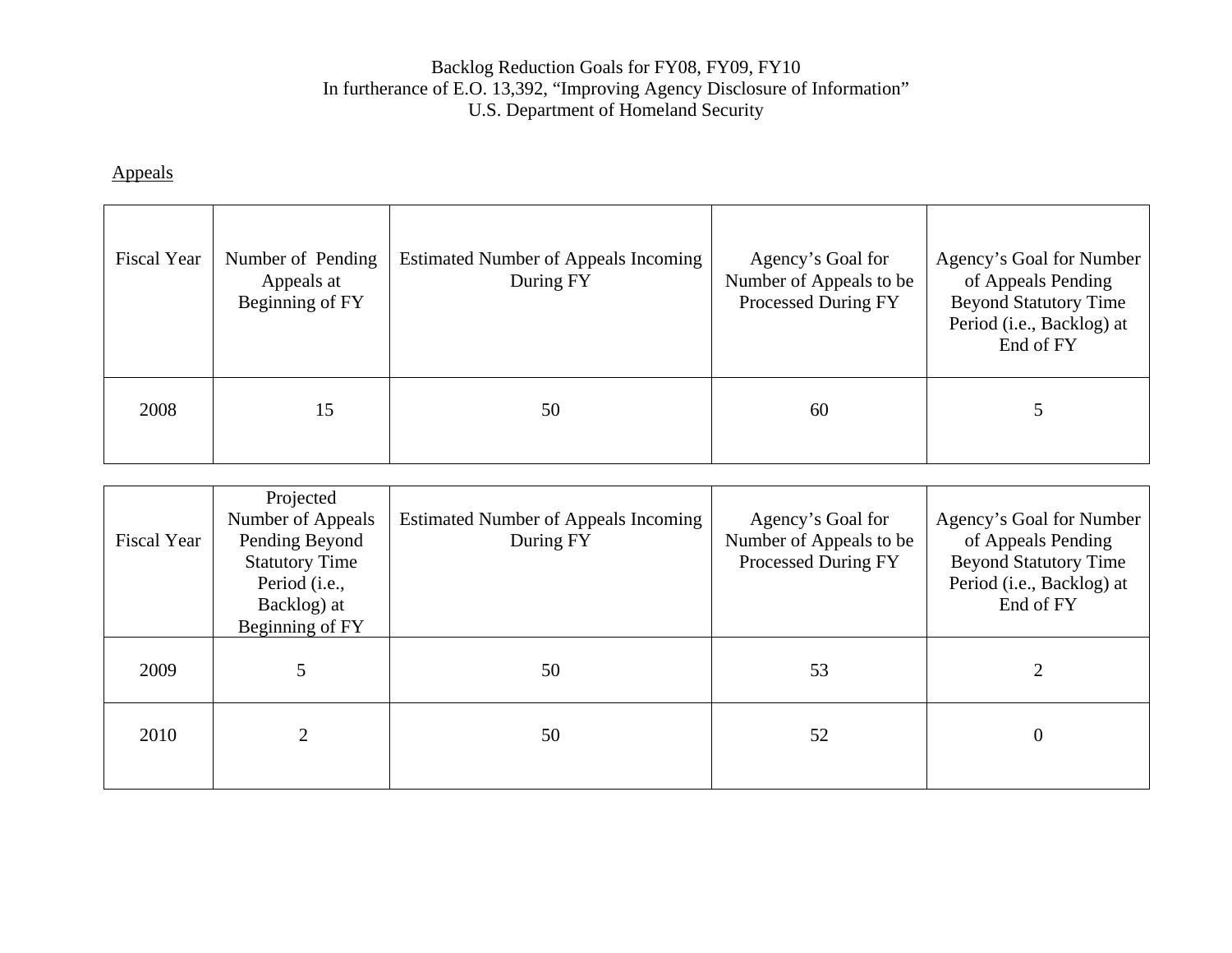Backlog Reduction Goals for FY08, FY09, FY10
In furtherance of E.O. 13,392, "Improving Agency Disclosure of Information"
U.S. Department of Homeland Security

Appeals

| Fiscal Year | Number of Pending Appeals at Beginning of FY | Estimated Number of Appeals Incoming During FY | Agency's Goal for Number of Appeals to be Processed During FY | Agency's Goal for Number of Appeals Pending Beyond Statutory Time Period (i.e., Backlog) at End of FY |
|---|---|---|---|---|
| 2008 | 15 | 50 | 60 | 5 |

| Fiscal Year | Projected Number of Appeals Pending Beyond Statutory Time Period (i.e., Backlog) at Beginning of FY | Estimated Number of Appeals Incoming During FY | Agency's Goal for Number of Appeals to be Processed During FY | Agency's Goal for Number of Appeals Pending Beyond Statutory Time Period (i.e., Backlog) at End of FY |
|---|---|---|---|---|
| 2009 | 5 | 50 | 53 | 2 |
| 2010 | 2 | 50 | 52 | 0 |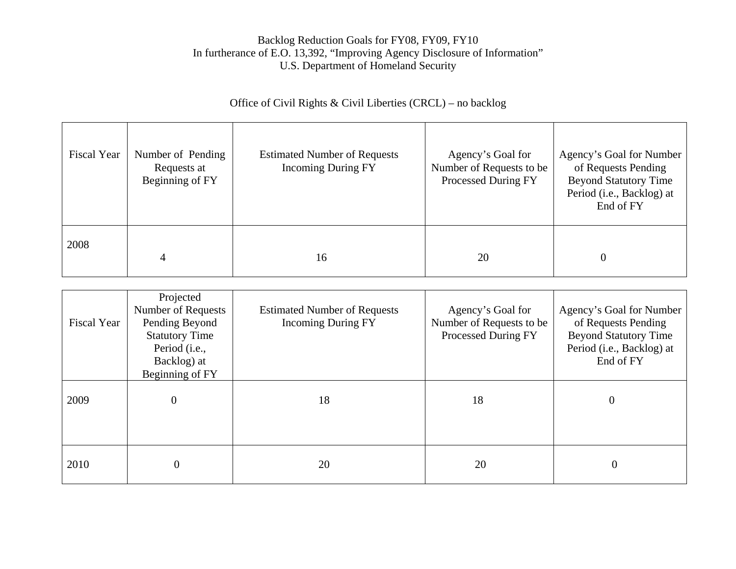Backlog Reduction Goals for FY08, FY09, FY10
In furtherance of E.O. 13,392, "Improving Agency Disclosure of Information"
U.S. Department of Homeland Security

Office of Civil Rights & Civil Liberties (CRCL) – no backlog

| Fiscal Year | Number of Pending Requests at Beginning of FY | Estimated Number of Requests Incoming During FY | Agency's Goal for Number of Requests to be Processed During FY | Agency's Goal for Number of Requests Pending Beyond Statutory Time Period (i.e., Backlog) at End of FY |
|---|---|---|---|---|
| 2008 | 4 | 16 | 20 | 0 |

| Fiscal Year | Projected Number of Requests Pending Beyond Statutory Time Period (i.e., Backlog) at Beginning of FY | Estimated Number of Requests Incoming During FY | Agency's Goal for Number of Requests to be Processed During FY | Agency's Goal for Number of Requests Pending Beyond Statutory Time Period (i.e., Backlog) at End of FY |
|---|---|---|---|---|
| 2009 | 0 | 18 | 18 | 0 |
| 2010 | 0 | 20 | 20 | 0 |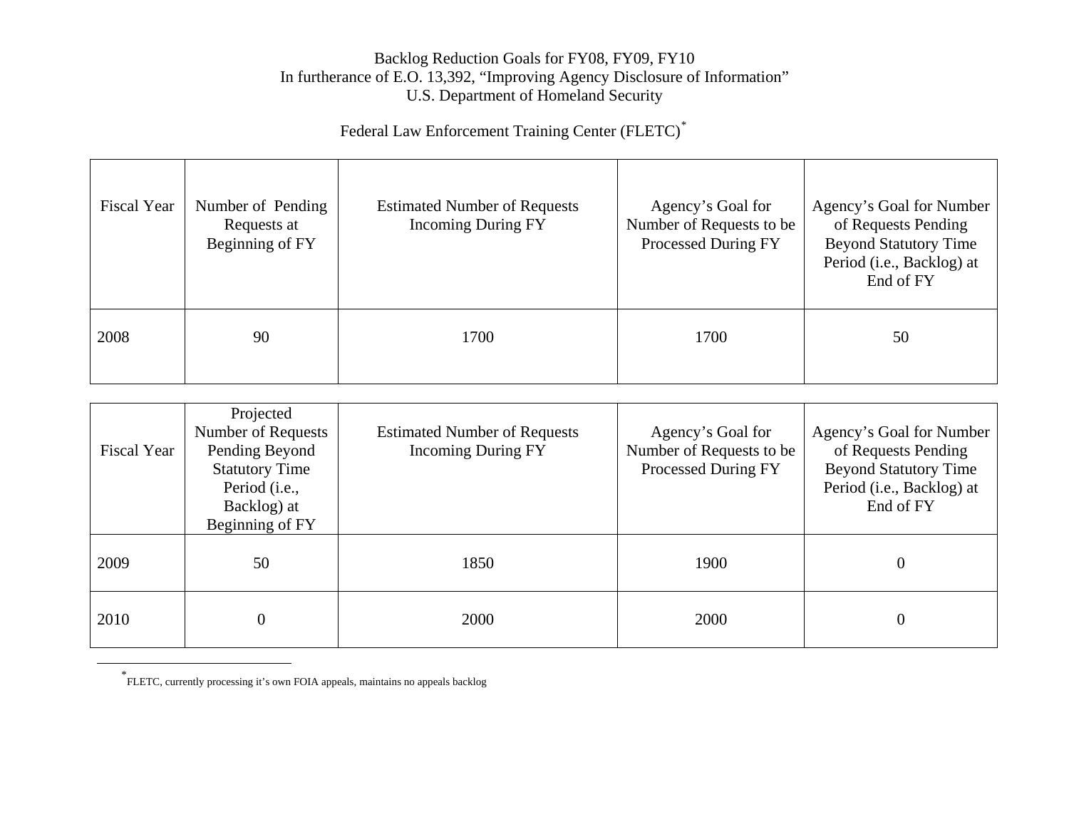Backlog Reduction Goals for FY08, FY09, FY10
In furtherance of E.O. 13,392, "Improving Agency Disclosure of Information"
U.S. Department of Homeland Security

Federal Law Enforcement Training Center (FLETC)*

| Fiscal Year | Number of Pending Requests at Beginning of FY | Estimated Number of Requests Incoming During FY | Agency's Goal for Number of Requests to be Processed During FY | Agency's Goal for Number of Requests Pending Beyond Statutory Time Period (i.e., Backlog) at End of FY |
|---|---|---|---|---|
| 2008 | 90 | 1700 | 1700 | 50 |

| Fiscal Year | Projected Number of Requests Pending Beyond Statutory Time Period (i.e., Backlog) at Beginning of FY | Estimated Number of Requests Incoming During FY | Agency's Goal for Number of Requests to be Processed During FY | Agency's Goal for Number of Requests Pending Beyond Statutory Time Period (i.e., Backlog) at End of FY |
|---|---|---|---|---|
| 2009 | 50 | 1850 | 1900 | 0 |
| 2010 | 0 | 2000 | 2000 | 0 |

* FLETC, currently processing it's own FOIA appeals, maintains no appeals backlog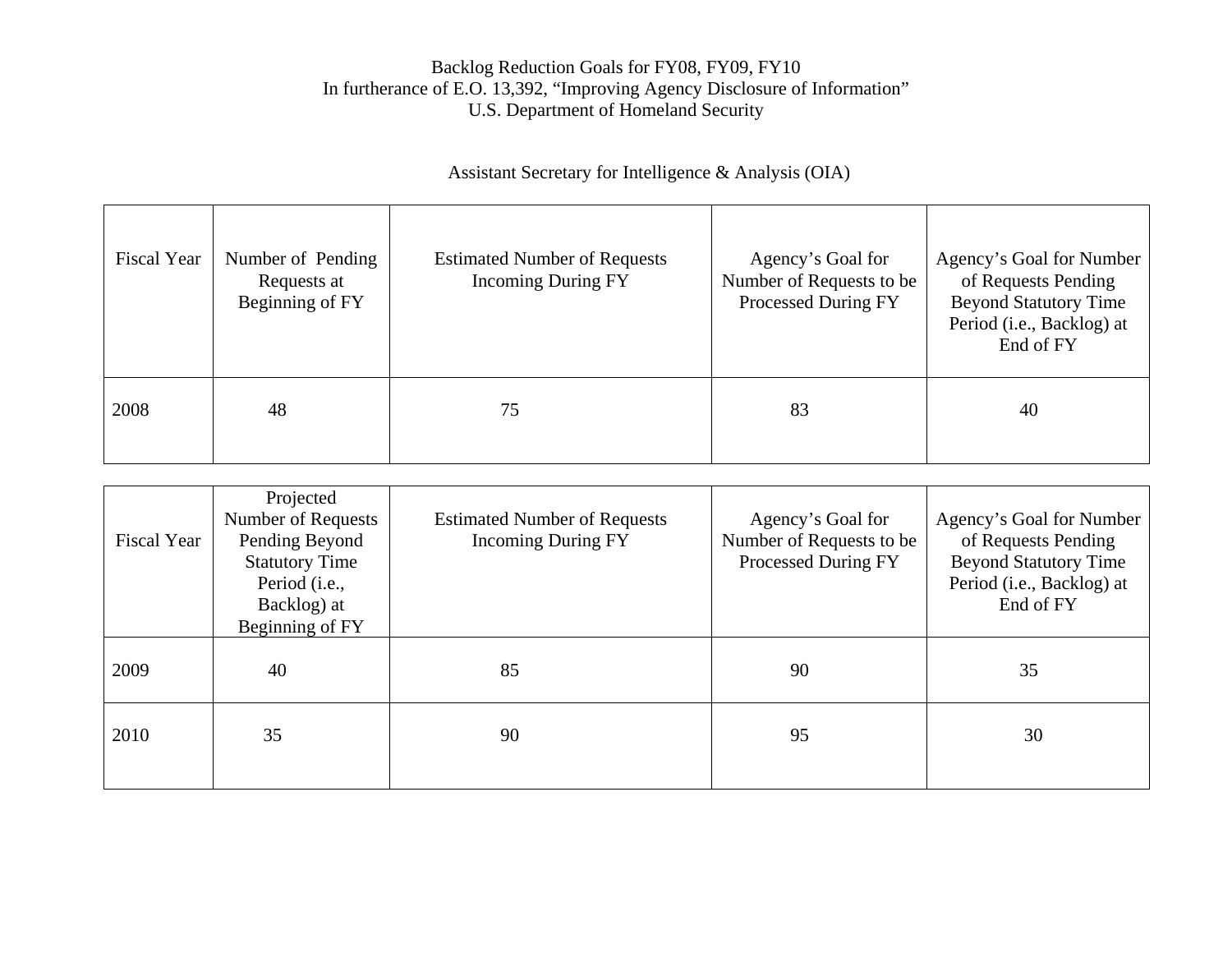Backlog Reduction Goals for FY08, FY09, FY10
In furtherance of E.O. 13,392, "Improving Agency Disclosure of Information"
U.S. Department of Homeland Security

Assistant Secretary for Intelligence & Analysis (OIA)

| Fiscal Year | Number of Pending Requests at Beginning of FY | Estimated Number of Requests Incoming During FY | Agency's Goal for Number of Requests to be Processed During FY | Agency's Goal for Number of Requests Pending Beyond Statutory Time Period (i.e., Backlog) at End of FY |
|---|---|---|---|---|
| 2008 | 48 | 75 | 83 | 40 |

| Fiscal Year | Projected Number of Requests Pending Beyond Statutory Time Period (i.e., Backlog) at Beginning of FY | Estimated Number of Requests Incoming During FY | Agency's Goal for Number of Requests to be Processed During FY | Agency's Goal for Number of Requests Pending Beyond Statutory Time Period (i.e., Backlog) at End of FY |
|---|---|---|---|---|
| 2009 | 40 | 85 | 90 | 35 |
| 2010 | 35 | 90 | 95 | 30 |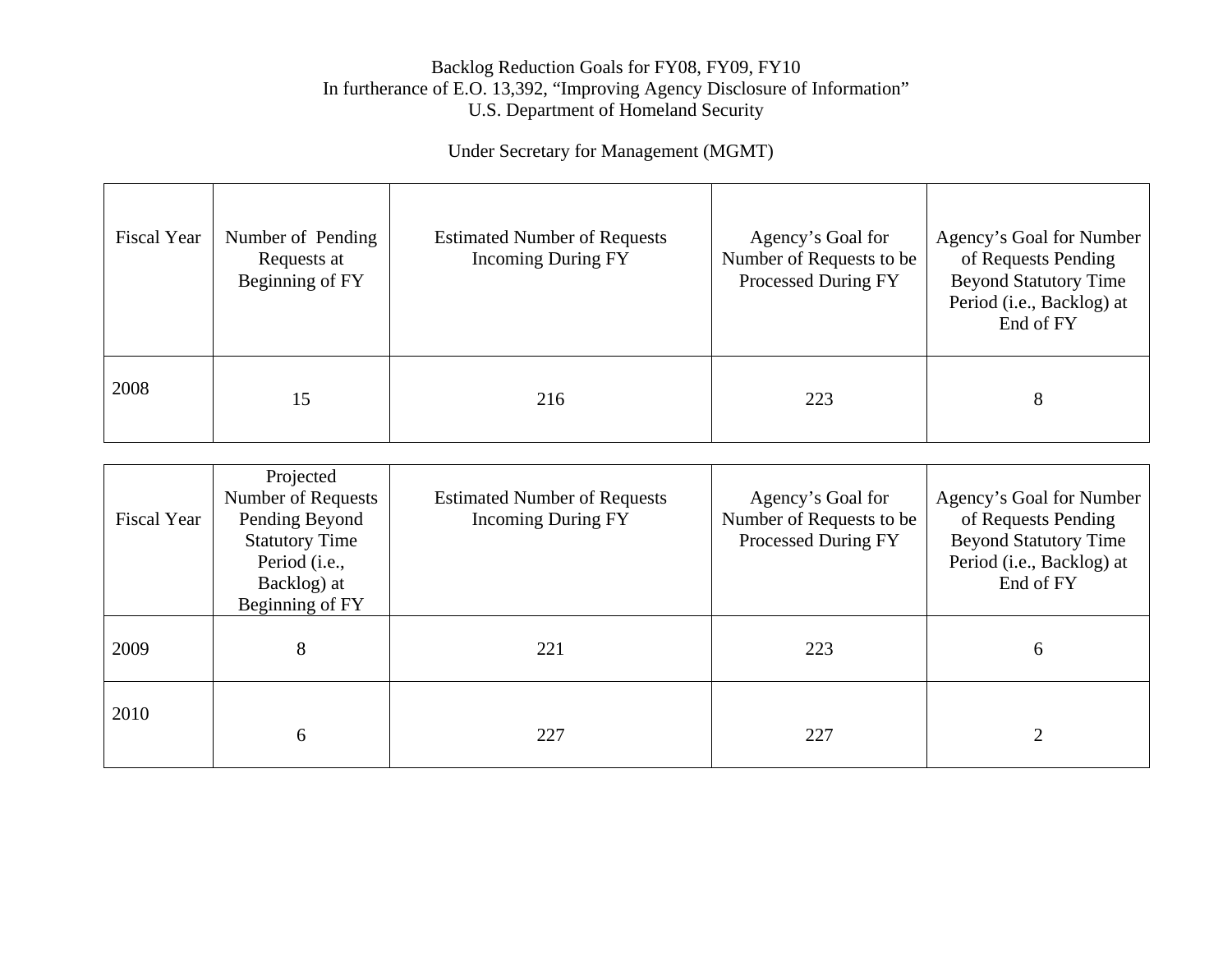Backlog Reduction Goals for FY08, FY09, FY10
In furtherance of E.O. 13,392, "Improving Agency Disclosure of Information"
U.S. Department of Homeland Security

Under Secretary for Management (MGMT)

| Fiscal Year | Number of Pending Requests at Beginning of FY | Estimated Number of Requests Incoming During FY | Agency's Goal for Number of Requests to be Processed During FY | Agency's Goal for Number of Requests Pending Beyond Statutory Time Period (i.e., Backlog) at End of FY |
|---|---|---|---|---|
| 2008 | 15 | 216 | 223 | 8 |

| Fiscal Year | Projected Number of Requests Pending Beyond Statutory Time Period (i.e., Backlog) at Beginning of FY | Estimated Number of Requests Incoming During FY | Agency's Goal for Number of Requests to be Processed During FY | Agency's Goal for Number of Requests Pending Beyond Statutory Time Period (i.e., Backlog) at End of FY |
|---|---|---|---|---|
| 2009 | 8 | 221 | 223 | 6 |
| 2010 | 6 | 227 | 227 | 2 |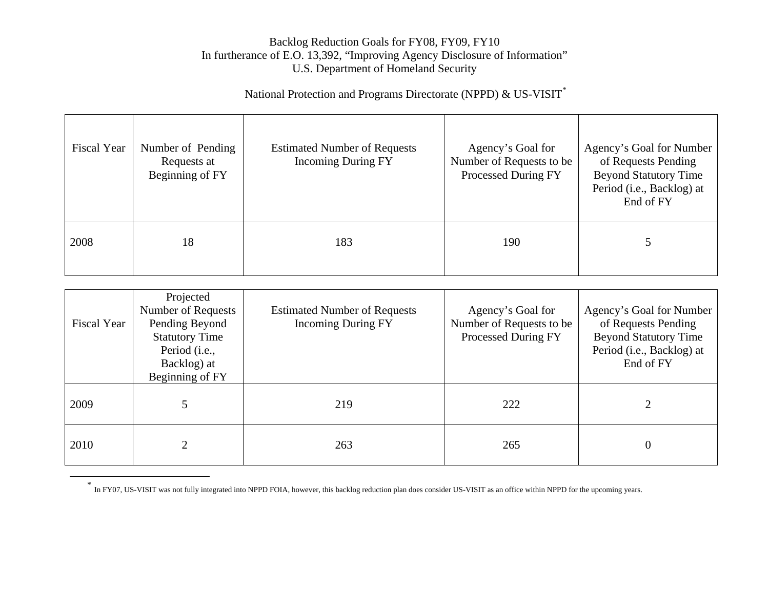Backlog Reduction Goals for FY08, FY09, FY10
In furtherance of E.O. 13,392, "Improving Agency Disclosure of Information"
U.S. Department of Homeland Security

National Protection and Programs Directorate (NPPD) & US-VISIT*

| Fiscal Year | Number of Pending Requests at Beginning of FY | Estimated Number of Requests Incoming During FY | Agency's Goal for Number of Requests to be Processed During FY | Agency's Goal for Number of Requests Pending Beyond Statutory Time Period (i.e., Backlog) at End of FY |
|---|---|---|---|---|
| 2008 | 18 | 183 | 190 | 5 |

| Fiscal Year | Projected Number of Requests Pending Beyond Statutory Time Period (i.e., Backlog) at Beginning of FY | Estimated Number of Requests Incoming During FY | Agency's Goal for Number of Requests to be Processed During FY | Agency's Goal for Number of Requests Pending Beyond Statutory Time Period (i.e., Backlog) at End of FY |
|---|---|---|---|---|
| 2009 | 5 | 219 | 222 | 2 |
| 2010 | 2 | 263 | 265 | 0 |

* In FY07, US-VISIT was not fully integrated into NPPD FOIA, however, this backlog reduction plan does consider US-VISIT as an office within NPPD for the upcoming years.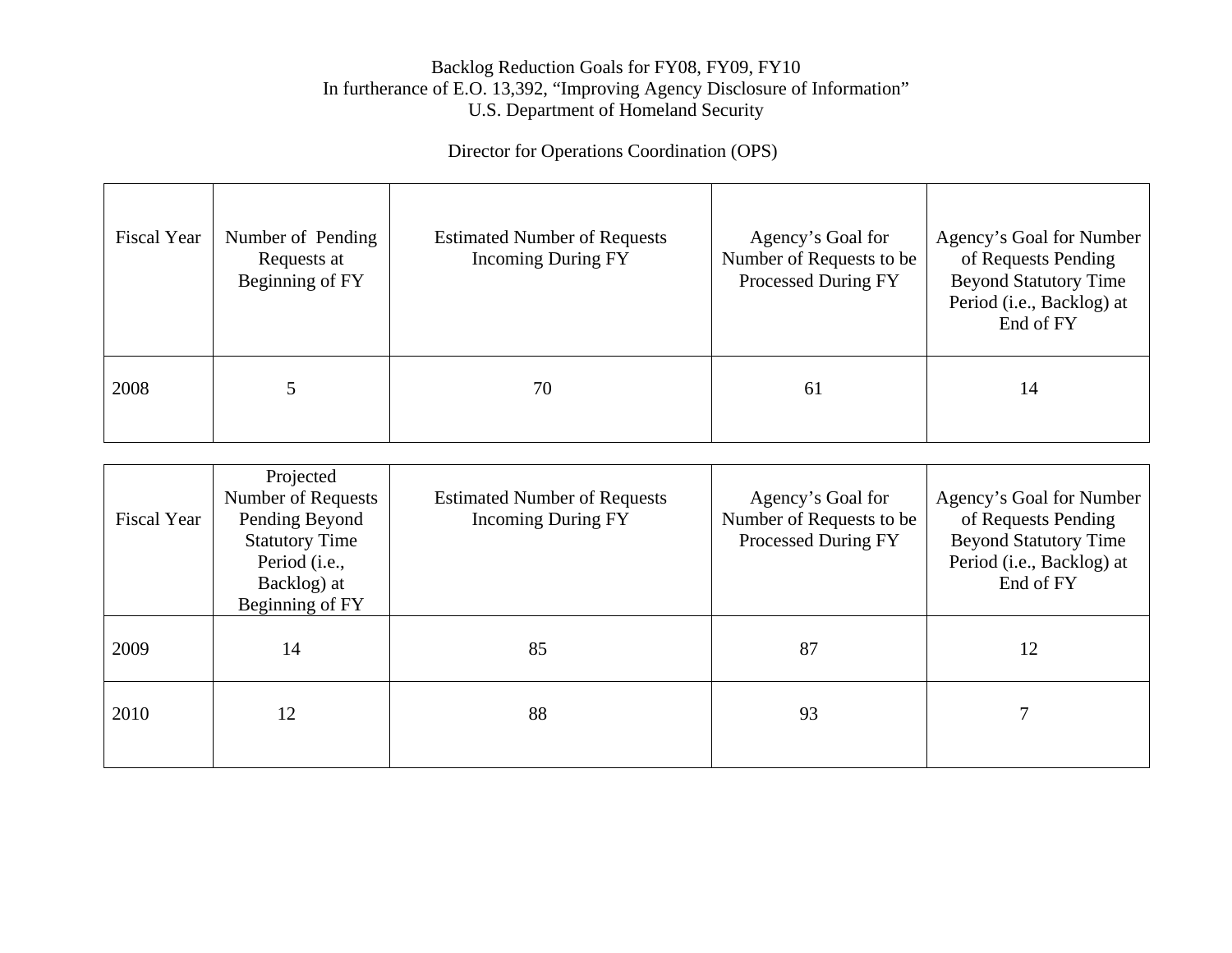Backlog Reduction Goals for FY08, FY09, FY10
In furtherance of E.O. 13,392, "Improving Agency Disclosure of Information"
U.S. Department of Homeland Security

Director for Operations Coordination (OPS)

| Fiscal Year | Number of Pending Requests at Beginning of FY | Estimated Number of Requests Incoming During FY | Agency's Goal for Number of Requests to be Processed During FY | Agency's Goal for Number of Requests Pending Beyond Statutory Time Period (i.e., Backlog) at End of FY |
|---|---|---|---|---|
| 2008 | 5 | 70 | 61 | 14 |

| Fiscal Year | Projected Number of Requests Pending Beyond Statutory Time Period (i.e., Backlog) at Beginning of FY | Estimated Number of Requests Incoming During FY | Agency's Goal for Number of Requests to be Processed During FY | Agency's Goal for Number of Requests Pending Beyond Statutory Time Period (i.e., Backlog) at End of FY |
|---|---|---|---|---|
| 2009 | 14 | 85 | 87 | 12 |
| 2010 | 12 | 88 | 93 | 7 |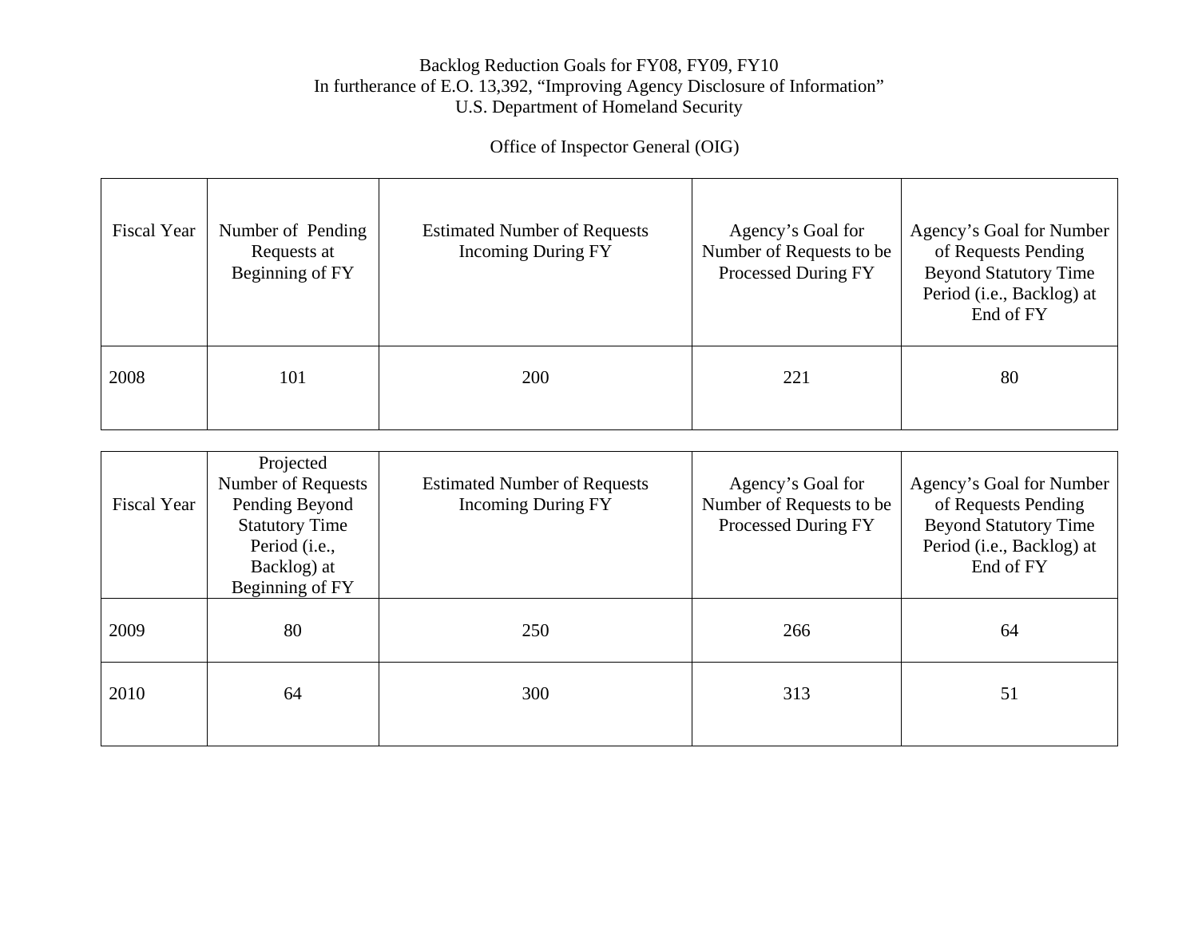Backlog Reduction Goals for FY08, FY09, FY10
In furtherance of E.O. 13,392, “Improving Agency Disclosure of Information”
U.S. Department of Homeland Security

Office of Inspector General (OIG)

| Fiscal Year | Number of Pending Requests at Beginning of FY | Estimated Number of Requests Incoming During FY | Agency’s Goal for Number of Requests to be Processed During FY | Agency’s Goal for Number of Requests Pending Beyond Statutory Time Period (i.e., Backlog) at End of FY |
|---|---|---|---|---|
| 2008 | 101 | 200 | 221 | 80 |

| Fiscal Year | Projected Number of Requests Pending Beyond Statutory Time Period (i.e., Backlog) at Beginning of FY | Estimated Number of Requests Incoming During FY | Agency’s Goal for Number of Requests to be Processed During FY | Agency’s Goal for Number of Requests Pending Beyond Statutory Time Period (i.e., Backlog) at End of FY |
|---|---|---|---|---|
| 2009 | 80 | 250 | 266 | 64 |
| 2010 | 64 | 300 | 313 | 51 |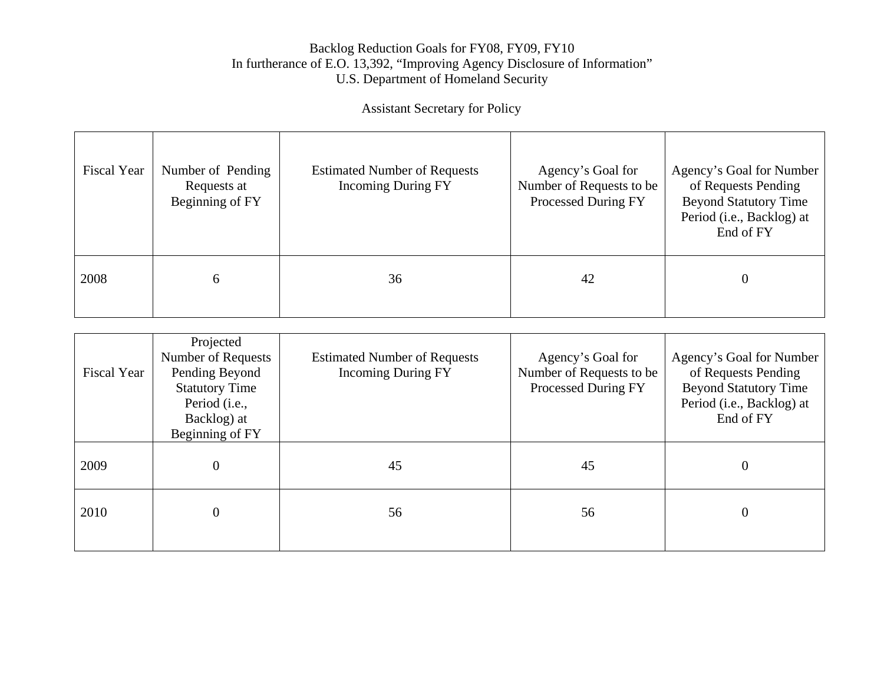Backlog Reduction Goals for FY08, FY09, FY10
In furtherance of E.O. 13,392, "Improving Agency Disclosure of Information"
U.S. Department of Homeland Security

Assistant Secretary for Policy

| Fiscal Year | Number of Pending Requests at Beginning of FY | Estimated Number of Requests Incoming During FY | Agency's Goal for Number of Requests to be Processed During FY | Agency's Goal for Number of Requests Pending Beyond Statutory Time Period (i.e., Backlog) at End of FY |
|---|---|---|---|---|
| 2008 | 6 | 36 | 42 | 0 |

| Fiscal Year | Projected Number of Requests Pending Beyond Statutory Time Period (i.e., Backlog) at Beginning of FY | Estimated Number of Requests Incoming During FY | Agency's Goal for Number of Requests to be Processed During FY | Agency's Goal for Number of Requests Pending Beyond Statutory Time Period (i.e., Backlog) at End of FY |
|---|---|---|---|---|
| 2009 | 0 | 45 | 45 | 0 |
| 2010 | 0 | 56 | 56 | 0 |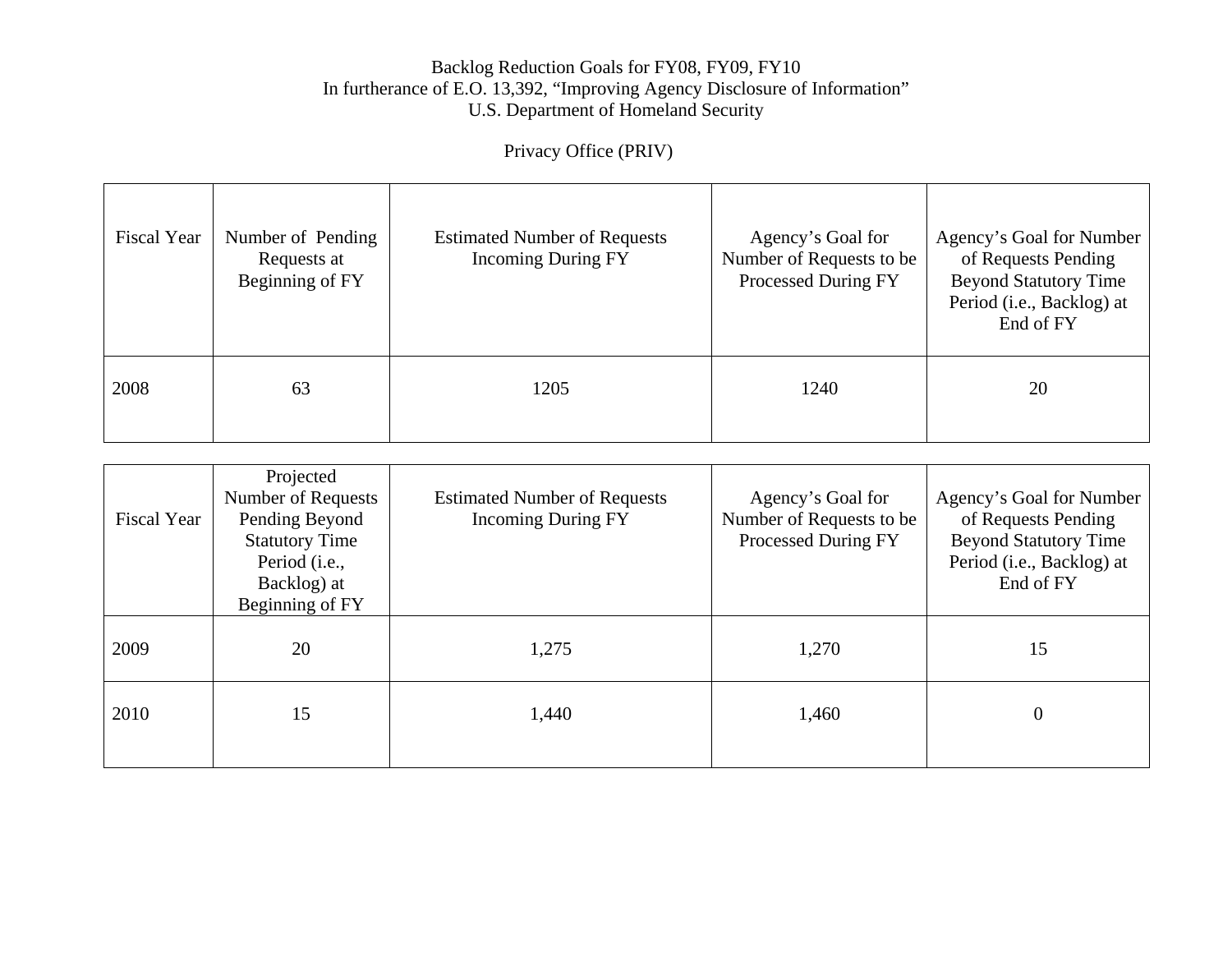Backlog Reduction Goals for FY08, FY09, FY10
In furtherance of E.O. 13,392, "Improving Agency Disclosure of Information"
U.S. Department of Homeland Security

Privacy Office (PRIV)

| Fiscal Year | Number of Pending Requests at Beginning of FY | Estimated Number of Requests Incoming During FY | Agency's Goal for Number of Requests to be Processed During FY | Agency's Goal for Number of Requests Pending Beyond Statutory Time Period (i.e., Backlog) at End of FY |
|---|---|---|---|---|
| 2008 | 63 | 1205 | 1240 | 20 |

| Fiscal Year | Projected Number of Requests Pending Beyond Statutory Time Period (i.e., Backlog) at Beginning of FY | Estimated Number of Requests Incoming During FY | Agency's Goal for Number of Requests to be Processed During FY | Agency's Goal for Number of Requests Pending Beyond Statutory Time Period (i.e., Backlog) at End of FY |
|---|---|---|---|---|
| 2009 | 20 | 1,275 | 1,270 | 15 |
| 2010 | 15 | 1,440 | 1,460 | 0 |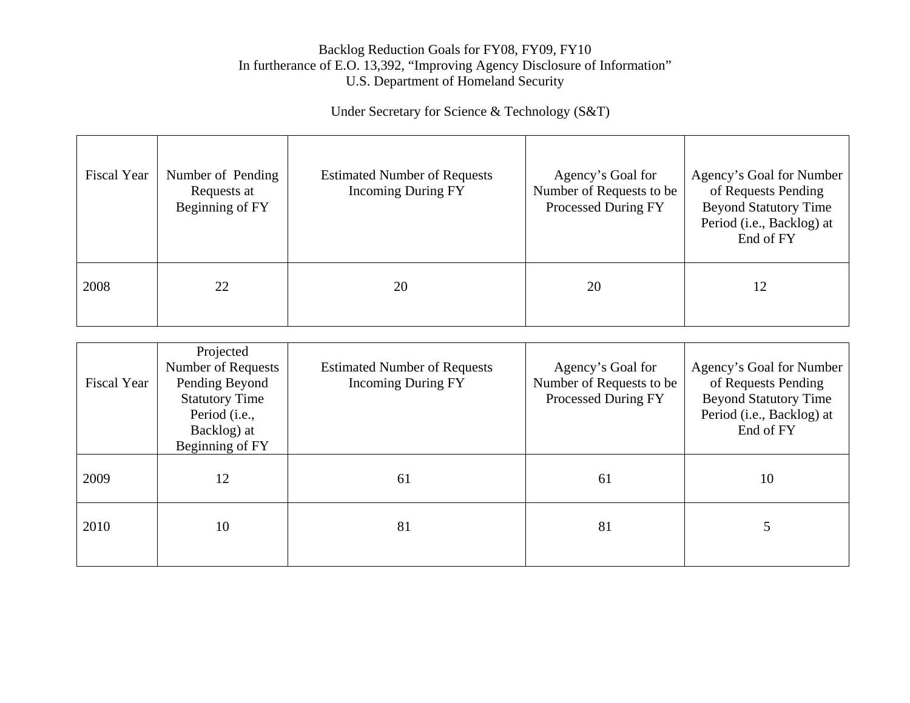Backlog Reduction Goals for FY08, FY09, FY10
In furtherance of E.O. 13,392, "Improving Agency Disclosure of Information"
U.S. Department of Homeland Security

Under Secretary for Science & Technology (S&T)

| Fiscal Year | Number of Pending Requests at Beginning of FY | Estimated Number of Requests Incoming During FY | Agency's Goal for Number of Requests to be Processed During FY | Agency's Goal for Number of Requests Pending Beyond Statutory Time Period (i.e., Backlog) at End of FY |
|---|---|---|---|---|
| 2008 | 22 | 20 | 20 | 12 |

| Fiscal Year | Projected Number of Requests Pending Beyond Statutory Time Period (i.e., Backlog) at Beginning of FY | Estimated Number of Requests Incoming During FY | Agency's Goal for Number of Requests to be Processed During FY | Agency's Goal for Number of Requests Pending Beyond Statutory Time Period (i.e., Backlog) at End of FY |
|---|---|---|---|---|
| 2009 | 12 | 61 | 61 | 10 |
| 2010 | 10 | 81 | 81 | 5 |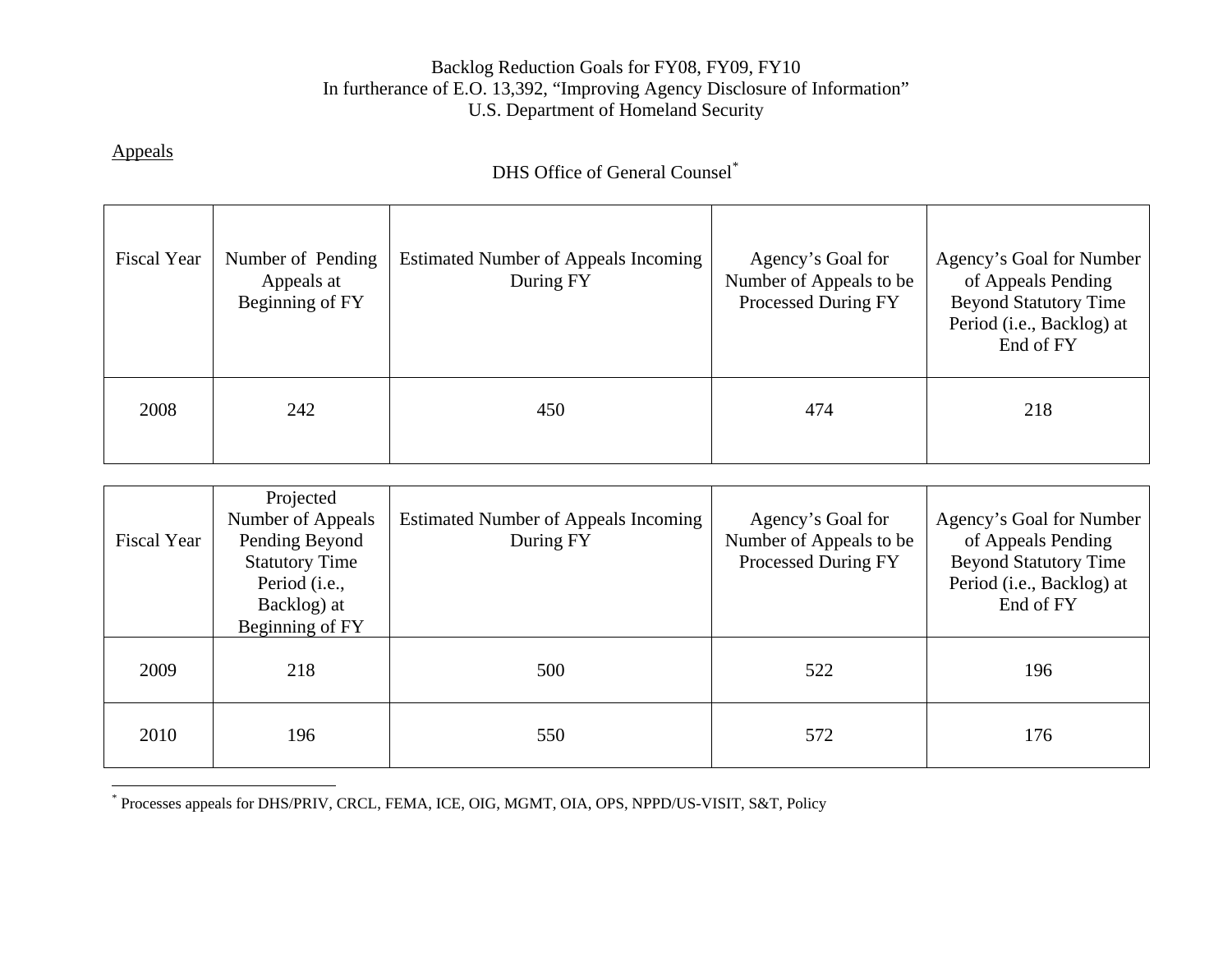Backlog Reduction Goals for FY08, FY09, FY10
In furtherance of E.O. 13,392, "Improving Agency Disclosure of Information"
U.S. Department of Homeland Security

Appeals

DHS Office of General Counsel*

| Fiscal Year | Number of Pending Appeals at Beginning of FY | Estimated Number of Appeals Incoming During FY | Agency's Goal for Number of Appeals to be Processed During FY | Agency's Goal for Number of Appeals Pending Beyond Statutory Time Period (i.e., Backlog) at End of FY |
|---|---|---|---|---|
| 2008 | 242 | 450 | 474 | 218 |

| Fiscal Year | Projected Number of Appeals Pending Beyond Statutory Time Period (i.e., Backlog) at Beginning of FY | Estimated Number of Appeals Incoming During FY | Agency's Goal for Number of Appeals to be Processed During FY | Agency's Goal for Number of Appeals Pending Beyond Statutory Time Period (i.e., Backlog) at End of FY |
|---|---|---|---|---|
| 2009 | 218 | 500 | 522 | 196 |
| 2010 | 196 | 550 | 572 | 176 |

* Processes appeals for DHS/PRIV, CRCL, FEMA, ICE, OIG, MGMT, OIA, OPS, NPPD/US-VISIT, S&T, Policy